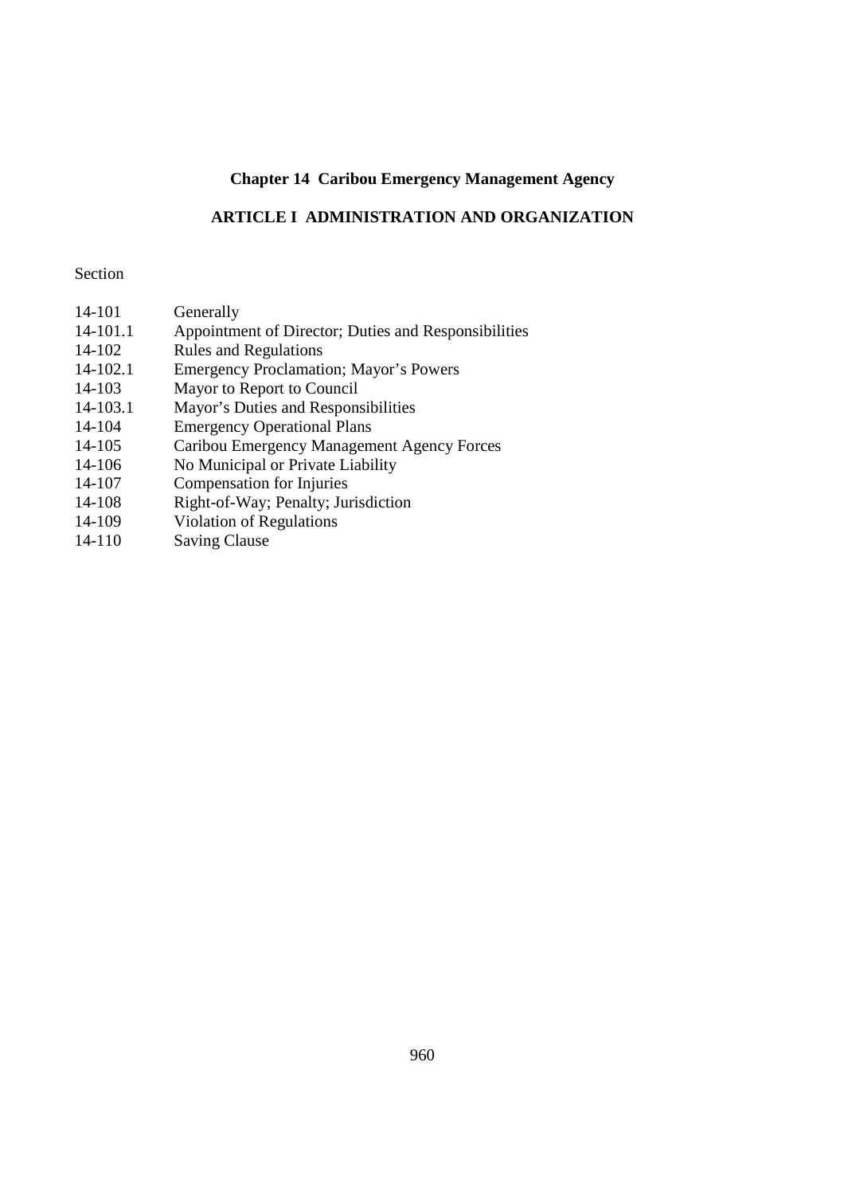# Chapter 14 Caribou Emergency Management Agency

## ARTICLE I ADMINISTRATION AND ORGANIZATION

Section

| | |
|---|---|
| 14-101 | Generally |
| 14-101.1 | Appointment of Director; Duties and Responsibilities |
| 14-102 | Rules and Regulations |
| 14-102.1 | Emergency Proclamation; Mayor's Powers |
| 14-103 | Mayor to Report to Council |
| 14-103.1 | Mayor's Duties and Responsibilities |
| 14-104 | Emergency Operational Plans |
| 14-105 | Caribou Emergency Management Agency Forces |
| 14-106 | No Municipal or Private Liability |
| 14-107 | Compensation for Injuries |
| 14-108 | Right-of-Way; Penalty; Jurisdiction |
| 14-109 | Violation of Regulations |
| 14-110 | Saving Clause |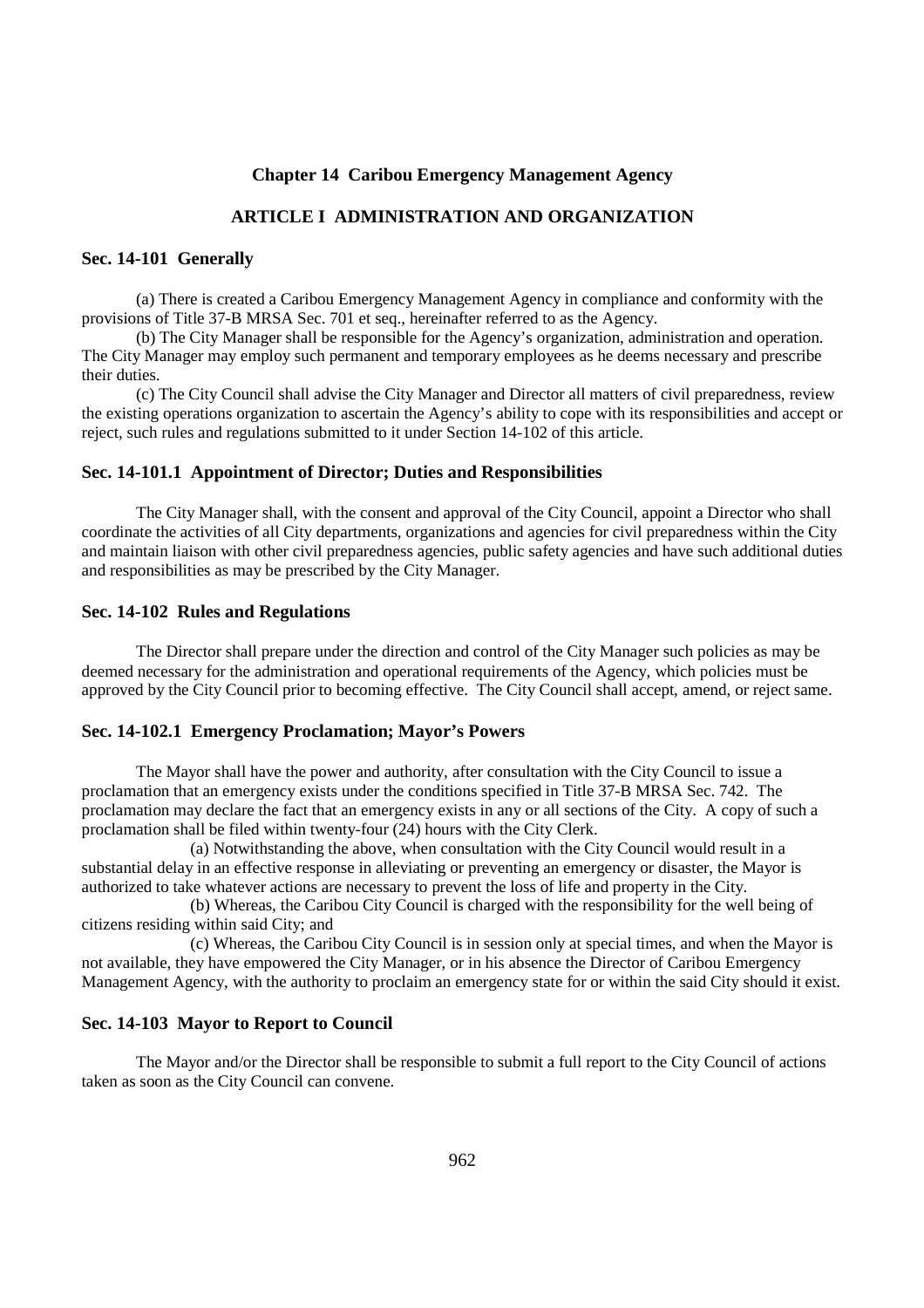# Chapter 14 Caribou Emergency Management Agency

## ARTICLE I ADMINISTRATION AND ORGANIZATION

### Sec. 14-101 Generally

(a) There is created a Caribou Emergency Management Agency in compliance and conformity with the provisions of Title 37-B MRSA Sec. 701 et seq., hereinafter referred to as the Agency.

(b) The City Manager shall be responsible for the Agency's organization, administration and operation. The City Manager may employ such permanent and temporary employees as he deems necessary and prescribe their duties.

(c) The City Council shall advise the City Manager and Director all matters of civil preparedness, review the existing operations organization to ascertain the Agency's ability to cope with its responsibilities and accept or reject, such rules and regulations submitted to it under Section 14-102 of this article.

### Sec. 14-101.1 Appointment of Director; Duties and Responsibilities

The City Manager shall, with the consent and approval of the City Council, appoint a Director who shall coordinate the activities of all City departments, organizations and agencies for civil preparedness within the City and maintain liaison with other civil preparedness agencies, public safety agencies and have such additional duties and responsibilities as may be prescribed by the City Manager.

### Sec. 14-102 Rules and Regulations

The Director shall prepare under the direction and control of the City Manager such policies as may be deemed necessary for the administration and operational requirements of the Agency, which policies must be approved by the City Council prior to becoming effective. The City Council shall accept, amend, or reject same.

### Sec. 14-102.1 Emergency Proclamation; Mayor's Powers

The Mayor shall have the power and authority, after consultation with the City Council to issue a proclamation that an emergency exists under the conditions specified in Title 37-B MRSA Sec. 742. The proclamation may declare the fact that an emergency exists in any or all sections of the City. A copy of such a proclamation shall be filed within twenty-four (24) hours with the City Clerk.

(a) Notwithstanding the above, when consultation with the City Council would result in a substantial delay in an effective response in alleviating or preventing an emergency or disaster, the Mayor is authorized to take whatever actions are necessary to prevent the loss of life and property in the City.

(b) Whereas, the Caribou City Council is charged with the responsibility for the well being of citizens residing within said City; and

(c) Whereas, the Caribou City Council is in session only at special times, and when the Mayor is not available, they have empowered the City Manager, or in his absence the Director of Caribou Emergency Management Agency, with the authority to proclaim an emergency state for or within the said City should it exist.

### Sec. 14-103 Mayor to Report to Council

The Mayor and/or the Director shall be responsible to submit a full report to the City Council of actions taken as soon as the City Council can convene.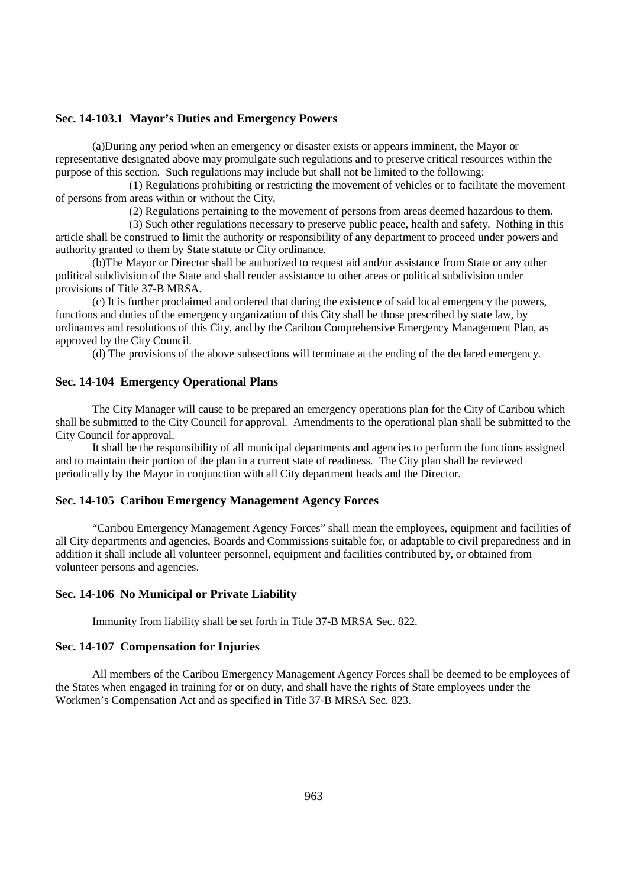### Sec. 14-103.1 Mayor's Duties and Emergency Powers

(a)During any period when an emergency or disaster exists or appears imminent, the Mayor or representative designated above may promulgate such regulations and to preserve critical resources within the purpose of this section. Such regulations may include but shall not be limited to the following:

(1) Regulations prohibiting or restricting the movement of vehicles or to facilitate the movement of persons from areas within or without the City.

(2) Regulations pertaining to the movement of persons from areas deemed hazardous to them.

(3) Such other regulations necessary to preserve public peace, health and safety. Nothing in this article shall be construed to limit the authority or responsibility of any department to proceed under powers and authority granted to them by State statute or City ordinance.

(b)The Mayor or Director shall be authorized to request aid and/or assistance from State or any other political subdivision of the State and shall render assistance to other areas or political subdivision under provisions of Title 37-B MRSA.

(c) It is further proclaimed and ordered that during the existence of said local emergency the powers, functions and duties of the emergency organization of this City shall be those prescribed by state law, by ordinances and resolutions of this City, and by the Caribou Comprehensive Emergency Management Plan, as approved by the City Council.

(d) The provisions of the above subsections will terminate at the ending of the declared emergency.

### Sec. 14-104 Emergency Operational Plans

The City Manager will cause to be prepared an emergency operations plan for the City of Caribou which shall be submitted to the City Council for approval. Amendments to the operational plan shall be submitted to the City Council for approval.

It shall be the responsibility of all municipal departments and agencies to perform the functions assigned and to maintain their portion of the plan in a current state of readiness. The City plan shall be reviewed periodically by the Mayor in conjunction with all City department heads and the Director.

### Sec. 14-105 Caribou Emergency Management Agency Forces

"Caribou Emergency Management Agency Forces" shall mean the employees, equipment and facilities of all City departments and agencies, Boards and Commissions suitable for, or adaptable to civil preparedness and in addition it shall include all volunteer personnel, equipment and facilities contributed by, or obtained from volunteer persons and agencies.

### Sec. 14-106 No Municipal or Private Liability

Immunity from liability shall be set forth in Title 37-B MRSA Sec. 822.

### Sec. 14-107 Compensation for Injuries

All members of the Caribou Emergency Management Agency Forces shall be deemed to be employees of the States when engaged in training for or on duty, and shall have the rights of State employees under the Workmen's Compensation Act and as specified in Title 37-B MRSA Sec. 823.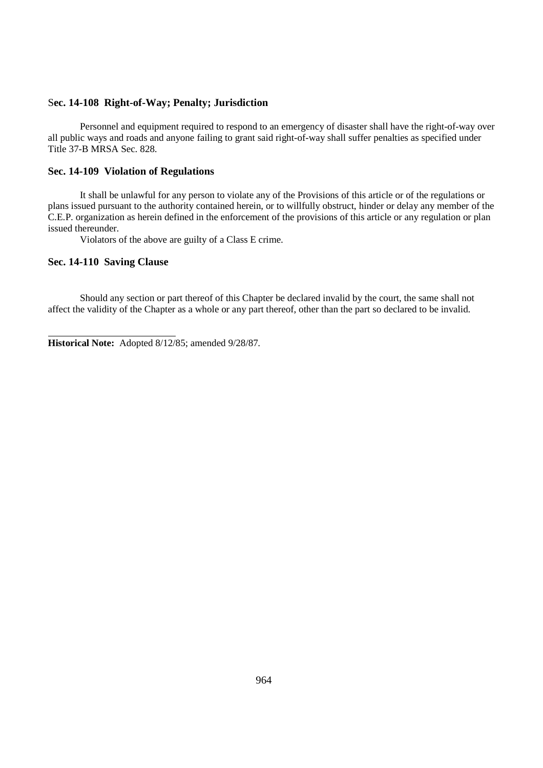### Sec. 14-108 Right-of-Way; Penalty; Jurisdiction

Personnel and equipment required to respond to an emergency of disaster shall have the right-of-way over all public ways and roads and anyone failing to grant said right-of-way shall suffer penalties as specified under Title 37-B MRSA Sec. 828.

### Sec. 14-109 Violation of Regulations

It shall be unlawful for any person to violate any of the Provisions of this article or of the regulations or plans issued pursuant to the authority contained herein, or to willfully obstruct, hinder or delay any member of the C.E.P. organization as herein defined in the enforcement of the provisions of this article or any regulation or plan issued thereunder.

Violators of the above are guilty of a Class E crime.

### Sec. 14-110 Saving Clause

Should any section or part thereof of this Chapter be declared invalid by the court, the same shall not affect the validity of the Chapter as a whole or any part thereof, other than the part so declared to be invalid.

---

**Historical Note:** Adopted 8/12/85; amended 9/28/87.